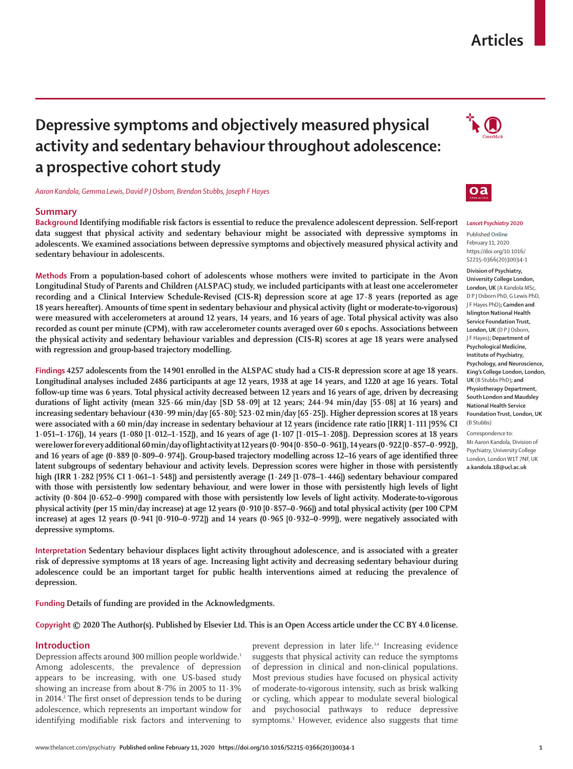# Depressive symptoms and objectively measured physical activity and sedentary behaviour throughout adolescence: a prospective cohort study

*Aaron Kandola, Gemma Lewis, David P J Osborn, Brendon Stubbs, Joseph F Hayes*

## Summary

**Background** Identifying modifiable risk factors is essential to reduce the prevalence adolescent depression. Self-report data suggest that physical activity and sedentary behaviour might be associated with depressive symptoms in adolescents. We examined associations between depressive symptoms and objectively measured physical activity and sedentary behaviour in adolescents.

**Methods** From a population-based cohort of adolescents whose mothers were invited to participate in the Avon Longitudinal Study of Parents and Children (ALSPAC) study, we included participants with at least one accelerometer recording and a Clinical Interview Schedule-Revised (CIS-R) depression score at age 17·8 years (reported as age 18 years hereafter). Amounts of time spent in sedentary behaviour and physical activity (light or moderate-to-vigorous) were measured with accelerometers at around 12 years, 14 years, and 16 years of age. Total physical activity was also recorded as count per minute (CPM), with raw accelerometer counts averaged over 60 s epochs. Associations between the physical activity and sedentary behaviour variables and depression (CIS-R) scores at age 18 years were analysed with regression and group-based trajectory modelling.

**Findings** 4257 adolescents from the 14 901 enrolled in the ALSPAC study had a CIS-R depression score at age 18 years. Longitudinal analyses included 2486 participants at age 12 years, 1938 at age 14 years, and 1220 at age 16 years. Total follow-up time was 6 years. Total physical activity decreased between 12 years and 16 years of age, driven by decreasing durations of light activity (mean 325·66 min/day [SD 58·09] at 12 years; 244·94 min/day [55·08] at 16 years) and increasing sedentary behaviour (430·99 min/day [65·80]; 523·02 min/day [65·25]). Higher depression scores at 18 years were associated with a 60 min/day increase in sedentary behaviour at 12 years (incidence rate ratio [IRR] 1·111 [95% CI 1·051–1·176]), 14 years (1·080 [1·012–1·152]), and 16 years of age (1·107 [1·015–1·208]). Depression scores at 18 years were lower for every additional 60 min/day of light activity at 12 years (0·904 [0·850–0·961]), 14 years (0·922 [0·857–0·992]), and 16 years of age (0·889 [0·809–0·974]). Group-based trajectory modelling across 12–16 years of age identified three latent subgroups of sedentary behaviour and activity levels. Depression scores were higher in those with persistently high (IRR 1·282 [95% CI 1·061–1·548]) and persistently average (1·249 [1·078–1·446]) sedentary behaviour compared with those with persistently low sedentary behaviour, and were lower in those with persistently high levels of light activity (0·804 [0·652–0·990]) compared with those with persistently low levels of light activity. Moderate-to-vigorous physical activity (per 15 min/day increase) at age 12 years (0·910 [0·857–0·966]) and total physical activity (per 100 CPM increase) at ages 12 years (0·941 [0·910–0·972]) and 14 years (0·965 [0·932–0·999]), were negatively associated with depressive symptoms.

**Interpretation** Sedentary behaviour displaces light activity throughout adolescence, and is associated with a greater risk of depressive symptoms at 18 years of age. Increasing light activity and decreasing sedentary behaviour during adolescence could be an important target for public health interventions aimed at reducing the prevalence of depression.

**Funding** Details of funding are provided in the Acknowledgments.

**Copyright** © 2020 The Author(s). Published by Elsevier Ltd. This is an Open Access article under the CC BY 4.0 license.

*Lancet Psychiatry* 2020

Published **Online** February 11, 2020 https://doi.org/10.1016/S2215-0366(20)30034-1

**Division of Psychiatry, University College London, London, UK** (A Kandola MSc, D P J Osborn PhD, G Lewis PhD, J F Hayes PhD)**; Camden and Islington National Health Service Foundation Trust, London, UK** (D P J Osborn, J F Hayes)**; Department of Psychological Medicine, Institute of Psychiatry, Psychology, and Neuroscience, King's College London, London, UK** (B Stubbs PhD)**; and Physiotherapy Department, South London and Maudsley National Health Service Foundation Trust, London, UK** (B Stubbs)

Correspondence to: Mr Aaron Kandola, Division of Psychiatry, University College London, London W1T 7NF, UK **a.kandola.18@ucl.ac.uk**

## Introduction

Depression affects around 300 million people worldwide.[1] Among adolescents, the prevalence of depression appears to be increasing, with one US-based study showing an increase from about 8·7% in 2005 to 11·3% in 2014.[2] The first onset of depression tends to be during adolescence, which represents an important window for identifying modifiable risk factors and intervening to prevent depression in later life.[3,4] Increasing evidence suggests that physical activity can reduce the symptoms of depression in clinical and non-clinical populations. Most previous studies have focused on physical activity of moderate-to-vigorous intensity, such as brisk walking or cycling, which appear to modulate several biological and psychosocial pathways to reduce depressive symptoms.[5] However, evidence also suggests that time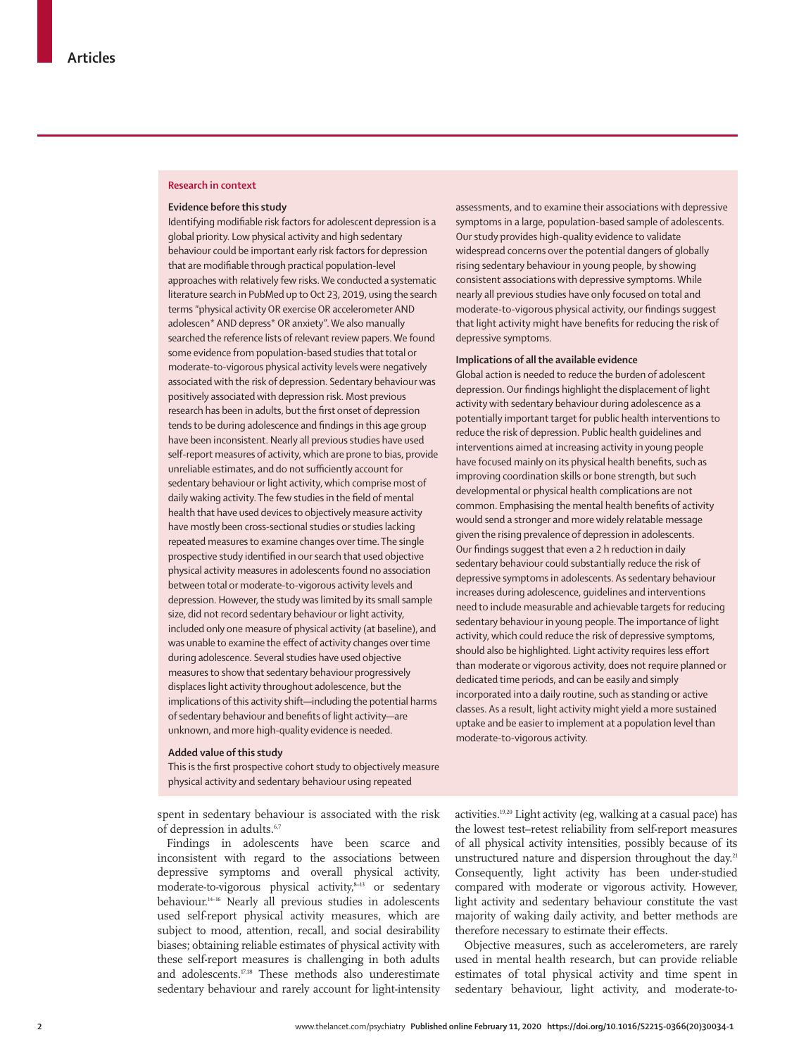## Research in context

### Evidence before this study

Identifying modifiable risk factors for adolescent depression is a global priority. Low physical activity and high sedentary behaviour could be important early risk factors for depression that are modifiable through practical population-level approaches with relatively few risks. We conducted a systematic literature search in PubMed up to Oct 23, 2019, using the search terms "physical activity OR exercise OR accelerometer AND adolescen* AND depress* OR anxiety". We also manually searched the reference lists of relevant review papers. We found some evidence from population-based studies that total or moderate-to-vigorous physical activity levels were negatively associated with the risk of depression. Sedentary behaviour was positively associated with depression risk. Most previous research has been in adults, but the first onset of depression tends to be during adolescence and findings in this age group have been inconsistent. Nearly all previous studies have used self-report measures of activity, which are prone to bias, provide unreliable estimates, and do not sufficiently account for sedentary behaviour or light activity, which comprise most of daily waking activity. The few studies in the field of mental health that have used devices to objectively measure activity have mostly been cross-sectional studies or studies lacking repeated measures to examine changes over time. The single prospective study identified in our search that used objective physical activity measures in adolescents found no association between total or moderate-to-vigorous activity levels and depression. However, the study was limited by its small sample size, did not record sedentary behaviour or light activity, included only one measure of physical activity (at baseline), and was unable to examine the effect of activity changes over time during adolescence. Several studies have used objective measures to show that sedentary behaviour progressively displaces light activity throughout adolescence, but the implications of this activity shift—including the potential harms of sedentary behaviour and benefits of light activity—are unknown, and more high-quality evidence is needed.

### Added value of this study

This is the first prospective cohort study to objectively measure physical activity and sedentary behaviour using repeated assessments, and to examine their associations with depressive symptoms in a large, population-based sample of adolescents. Our study provides high-quality evidence to validate widespread concerns over the potential dangers of globally rising sedentary behaviour in young people, by showing consistent associations with depressive symptoms. While nearly all previous studies have only focused on total and moderate-to-vigorous physical activity, our findings suggest that light activity might have benefits for reducing the risk of depressive symptoms.

### Implications of all the available evidence

Global action is needed to reduce the burden of adolescent depression. Our findings highlight the displacement of light activity with sedentary behaviour during adolescence as a potentially important target for public health interventions to reduce the risk of depression. Public health guidelines and interventions aimed at increasing activity in young people have focused mainly on its physical health benefits, such as improving coordination skills or bone strength, but such developmental or physical health complications are not common. Emphasising the mental health benefits of activity would send a stronger and more widely relatable message given the rising prevalence of depression in adolescents. Our findings suggest that even a 2 h reduction in daily sedentary behaviour could substantially reduce the risk of depressive symptoms in adolescents. As sedentary behaviour increases during adolescence, guidelines and interventions need to include measurable and achievable targets for reducing sedentary behaviour in young people. The importance of light activity, which could reduce the risk of depressive symptoms, should also be highlighted. Light activity requires less effort than moderate or vigorous activity, does not require planned or dedicated time periods, and can be easily and simply incorporated into a daily routine, such as standing or active classes. As a result, light activity might yield a more sustained uptake and be easier to implement at a population level than moderate-to-vigorous activity.

spent in sedentary behaviour is associated with the risk of depression in adults.[6,7]

Findings in adolescents have been scarce and inconsistent with regard to the associations between depressive symptoms and overall physical activity, moderate-to-vigorous physical activity,[8–13] or sedentary behaviour.[14–16] Nearly all previous studies in adolescents used self-report physical activity measures, which are subject to mood, attention, recall, and social desirability biases; obtaining reliable estimates of physical activity with these self-report measures is challenging in both adults and adolescents.[17,18] These methods also underestimate sedentary behaviour and rarely account for light-intensity activities.[19,20] Light activity (eg, walking at a casual pace) has the lowest test–retest reliability from self-report measures of all physical activity intensities, possibly because of its unstructured nature and dispersion throughout the day.[21] Consequently, light activity has been under-studied compared with moderate or vigorous activity. However, light activity and sedentary behaviour constitute the vast majority of waking daily activity, and better methods are therefore necessary to estimate their effects.

Objective measures, such as accelerometers, are rarely used in mental health research, but can provide reliable estimates of total physical activity and time spent in sedentary behaviour, light activity, and moderate-to-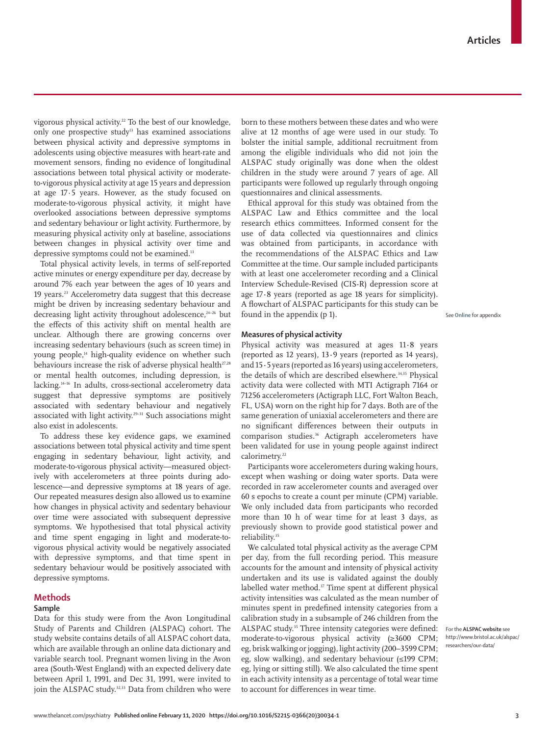vigorous physical activity.[22] To the best of our knowledge, only one prospective study[13] has examined associations between physical activity and depressive symptoms in adolescents using objective measures with heart-rate and movement sensors, finding no evidence of longitudinal associations between total physical activity or moderate-to-vigorous physical activity at age 15 years and depression at age 17·5 years. However, as the study focused on moderate-to-vigorous physical activity, it might have overlooked associations between depressive symptoms and sedentary behaviour or light activity. Furthermore, by measuring physical activity only at baseline, associations between changes in physical activity over time and depressive symptoms could not be examined.[13]

Total physical activity levels, in terms of self-reported active minutes or energy expenditure per day, decrease by around 7% each year between the ages of 10 years and 19 years.[23] Accelerometry data suggest that this decrease might be driven by increasing sedentary behaviour and decreasing light activity throughout adolescence,[24–26] but the effects of this activity shift on mental health are unclear. Although there are growing concerns over increasing sedentary behaviours (such as screen time) in young people,[14] high-quality evidence on whether such behaviours increase the risk of adverse physical health[27,28] or mental health outcomes, including depression, is lacking.[14–16] In adults, cross-sectional accelerometry data suggest that depressive symptoms are positively associated with sedentary behaviour and negatively associated with light activity.[29–31] Such associations might also exist in adolescents.

To address these key evidence gaps, we examined associations between total physical activity and time spent engaging in sedentary behaviour, light activity, and moderate-to-vigorous physical activity—measured objectively with accelerometers at three points during adolescence—and depressive symptoms at 18 years of age. Our repeated measures design also allowed us to examine how changes in physical activity and sedentary behaviour over time were associated with subsequent depressive symptoms. We hypothesised that total physical activity and time spent engaging in light and moderate-to-vigorous physical activity would be negatively associated with depressive symptoms, and that time spent in sedentary behaviour would be positively associated with depressive symptoms.

## Methods

### Sample

Data for this study were from the Avon Longitudinal Study of Parents and Children (ALSPAC) cohort. The study website contains details of all ALSPAC cohort data, which are available through an online data dictionary and variable search tool. Pregnant women living in the Avon area (South-West England) with an expected delivery date between April 1, 1991, and Dec 31, 1991, were invited to join the ALSPAC study.[32,33] Data from children who were born to these mothers between these dates and who were alive at 12 months of age were used in our study. To bolster the initial sample, additional recruitment from among the eligible individuals who did not join the ALSPAC study originally was done when the oldest children in the study were around 7 years of age. All participants were followed up regularly through ongoing questionnaires and clinical assessments.

Ethical approval for this study was obtained from the ALSPAC Law and Ethics committee and the local research ethics committees. Informed consent for the use of data collected via questionnaires and clinics was obtained from participants, in accordance with the recommendations of the ALSPAC Ethics and Law Committee at the time. Our sample included participants with at least one accelerometer recording and a Clinical Interview Schedule-Revised (CIS-R) depression score at age 17·8 years (reported as age 18 years for simplicity). A flowchart of ALSPAC participants for this study can be found in the appendix (p 1).

See **Online** for appendix

For the **ALSPAC website** see http://www.bristol.ac.uk/alspac/researchers/our-data/

### Measures of physical activity

Physical activity was measured at ages 11·8 years (reported as 12 years), 13·9 years (reported as 14 years), and 15·5 years (reported as 16 years) using accelerometers, the details of which are described elsewhere.[34,35] Physical activity data were collected with MTI Actigraph 7164 or 71256 accelerometers (Actigraph LLC, Fort Walton Beach, FL, USA) worn on the right hip for 7 days. Both are of the same generation of uniaxial accelerometers and there are no significant differences between their outputs in comparison studies.[36] Actigraph accelerometers have been validated for use in young people against indirect calorimetry.[22]

Participants wore accelerometers during waking hours, except when washing or doing water sports. Data were recorded in raw accelerometer counts and averaged over 60 s epochs to create a count per minute (CPM) variable. We only included data from participants who recorded more than 10 h of wear time for at least 3 days, as previously shown to provide good statistical power and reliability.[35]

We calculated total physical activity as the average CPM per day, from the full recording period. This measure accounts for the amount and intensity of physical activity undertaken and its use is validated against the doubly labelled water method.[37] Time spent at different physical activity intensities was calculated as the mean number of minutes spent in predefined intensity categories from a calibration study in a subsample of 246 children from the ALSPAC study.[35] Three intensity categories were defined: moderate-to-vigorous physical activity (≥3600 CPM; eg, brisk walking or jogging), light activity (200–3599 CPM; eg, slow walking), and sedentary behaviour (≤199 CPM; eg, lying or sitting still). We also calculated the time spent in each activity intensity as a percentage of total wear time to account for differences in wear time.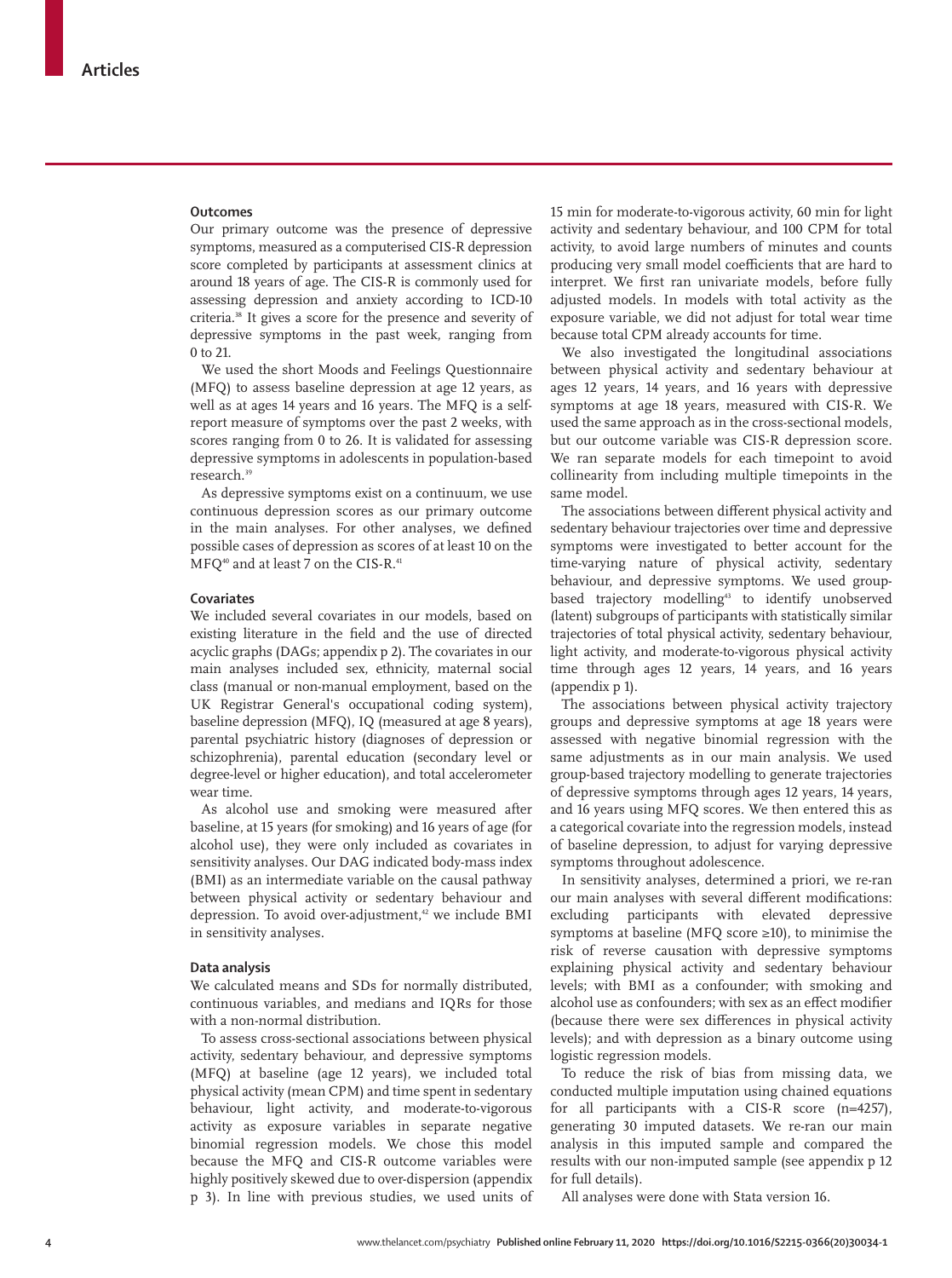### Outcomes

Our primary outcome was the presence of depressive symptoms, measured as a computerised CIS-R depression score completed by participants at assessment clinics at around 18 years of age. The CIS-R is commonly used for assessing depression and anxiety according to ICD-10 criteria.[38] It gives a score for the presence and severity of depressive symptoms in the past week, ranging from 0 to 21.

We used the short Moods and Feelings Questionnaire (MFQ) to assess baseline depression at age 12 years, as well as at ages 14 years and 16 years. The MFQ is a self-report measure of symptoms over the past 2 weeks, with scores ranging from 0 to 26. It is validated for assessing depressive symptoms in adolescents in population-based research.[39]

As depressive symptoms exist on a continuum, we use continuous depression scores as our primary outcome in the main analyses. For other analyses, we defined possible cases of depression as scores of at least 10 on the MFQ[40] and at least 7 on the CIS-R.[41]

### Covariates

We included several covariates in our models, based on existing literature in the field and the use of directed acyclic graphs (DAGs; appendix p 2). The covariates in our main analyses included sex, ethnicity, maternal social class (manual or non-manual employment, based on the UK Registrar General's occupational coding system), baseline depression (MFQ), IQ (measured at age 8 years), parental psychiatric history (diagnoses of depression or schizophrenia), parental education (secondary level or degree-level or higher education), and total accelerometer wear time.

As alcohol use and smoking were measured after baseline, at 15 years (for smoking) and 16 years of age (for alcohol use), they were only included as covariates in sensitivity analyses. Our DAG indicated body-mass index (BMI) as an intermediate variable on the causal pathway between physical activity or sedentary behaviour and depression. To avoid over-adjustment,[42] we include BMI in sensitivity analyses.

### Data analysis

We calculated means and SDs for normally distributed, continuous variables, and medians and IQRs for those with a non-normal distribution.

To assess cross-sectional associations between physical activity, sedentary behaviour, and depressive symptoms (MFQ) at baseline (age 12 years), we included total physical activity (mean CPM) and time spent in sedentary behaviour, light activity, and moderate-to-vigorous activity as exposure variables in separate negative binomial regression models. We chose this model because the MFQ and CIS-R outcome variables were highly positively skewed due to over-dispersion (appendix p 3). In line with previous studies, we used units of 15 min for moderate-to-vigorous activity, 60 min for light activity and sedentary behaviour, and 100 CPM for total activity, to avoid large numbers of minutes and counts producing very small model coefficients that are hard to interpret. We first ran univariate models, before fully adjusted models. In models with total activity as the exposure variable, we did not adjust for total wear time because total CPM already accounts for time.

We also investigated the longitudinal associations between physical activity and sedentary behaviour at ages 12 years, 14 years, and 16 years with depressive symptoms at age 18 years, measured with CIS-R. We used the same approach as in the cross-sectional models, but our outcome variable was CIS-R depression score. We ran separate models for each timepoint to avoid collinearity from including multiple timepoints in the same model.

The associations between different physical activity and sedentary behaviour trajectories over time and depressive symptoms were investigated to better account for the time-varying nature of physical activity, sedentary behaviour, and depressive symptoms. We used group-based trajectory modelling[43] to identify unobserved (latent) subgroups of participants with statistically similar trajectories of total physical activity, sedentary behaviour, light activity, and moderate-to-vigorous physical activity time through ages 12 years, 14 years, and 16 years (appendix p 1).

The associations between physical activity trajectory groups and depressive symptoms at age 18 years were assessed with negative binomial regression with the same adjustments as in our main analysis. We used group-based trajectory modelling to generate trajectories of depressive symptoms through ages 12 years, 14 years, and 16 years using MFQ scores. We then entered this as a categorical covariate into the regression models, instead of baseline depression, to adjust for varying depressive symptoms throughout adolescence.

In sensitivity analyses, determined a priori, we re-ran our main analyses with several different modifications: excluding participants with elevated depressive symptoms at baseline (MFQ score ≥10), to minimise the risk of reverse causation with depressive symptoms explaining physical activity and sedentary behaviour levels; with BMI as a confounder; with smoking and alcohol use as confounders; with sex as an effect modifier (because there were sex differences in physical activity levels); and with depression as a binary outcome using logistic regression models.

To reduce the risk of bias from missing data, we conducted multiple imputation using chained equations for all participants with a CIS-R score (n=4257), generating 30 imputed datasets. We re-ran our main analysis in this imputed sample and compared the results with our non-imputed sample (see appendix p 12 for full details).

All analyses were done with Stata version 16.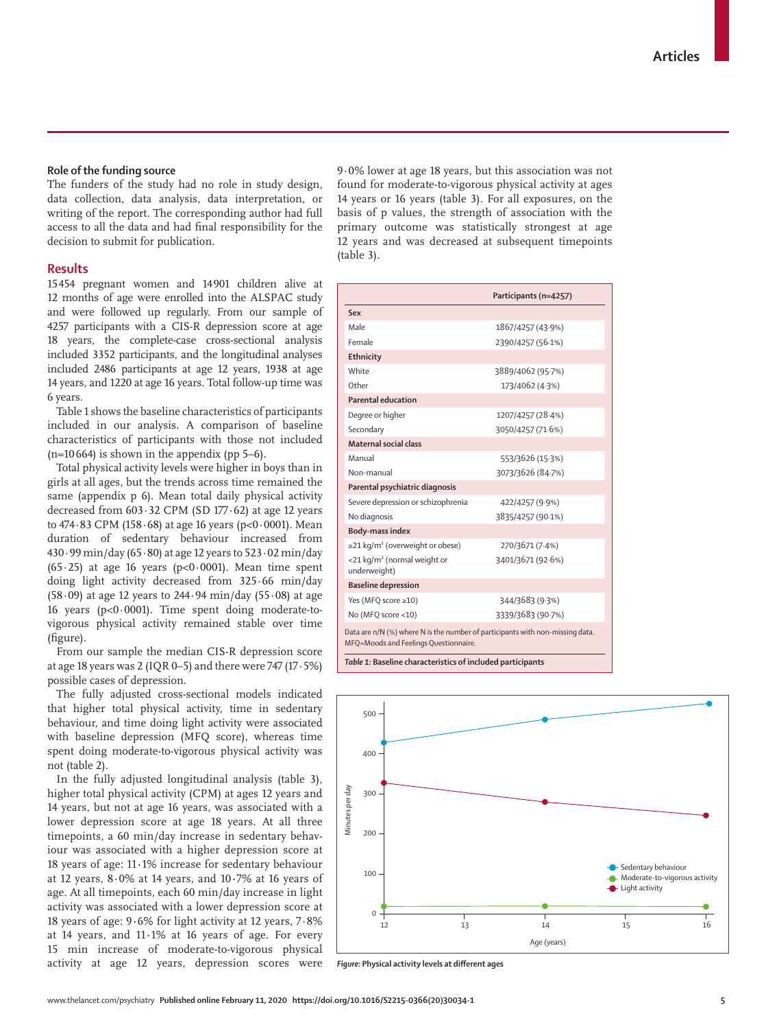### Role of the funding source

The funders of the study had no role in study design, data collection, data analysis, data interpretation, or writing of the report. The corresponding author had full access to all the data and had final responsibility for the decision to submit for publication.

## Results

15 454 pregnant women and 14 901 children alive at 12 months of age were enrolled into the ALSPAC study and were followed up regularly. From our sample of 4257 participants with a CIS-R depression score at age 18 years, the complete-case cross-sectional analysis included 3352 participants, and the longitudinal analyses included 2486 participants at age 12 years, 1938 at age 14 years, and 1220 at age 16 years. Total follow-up time was 6 years.

Table 1 shows the baseline characteristics of participants included in our analysis. A comparison of baseline characteristics of participants with those not included (n=10 664) is shown in the appendix (pp 5–6).

Total physical activity levels were higher in boys than in girls at all ages, but the trends across time remained the same (appendix p 6). Mean total daily physical activity decreased from 603·32 CPM (SD 177·62) at age 12 years to 474·83 CPM (158·68) at age 16 years (p<0·0001). Mean duration of sedentary behaviour increased from 430·99 min/day (65·80) at age 12 years to 523·02 min/day (65·25) at age 16 years (p<0·0001). Mean time spent doing light activity decreased from 325·66 min/day (58·09) at age 12 years to 244·94 min/day (55·08) at age 16 years (p<0·0001). Time spent doing moderate-to-vigorous physical activity remained stable over time (figure).

From our sample the median CIS-R depression score at age 18 years was 2 (IQR 0–5) and there were 747 (17·5%) possible cases of depression.

The fully adjusted cross-sectional models indicated that higher total physical activity, time in sedentary behaviour, and time doing light activity were associated with baseline depression (MFQ score), whereas time spent doing moderate-to-vigorous physical activity was not (table 2).

In the fully adjusted longitudinal analysis (table 3), higher total physical activity (CPM) at ages 12 years and 14 years, but not at age 16 years, was associated with a lower depression score at age 18 years. At all three timepoints, a 60 min/day increase in sedentary behaviour was associated with a higher depression score at 18 years of age: 11·1% increase for sedentary behaviour at 12 years, 8·0% at 14 years, and 10·7% at 16 years of age. At all timepoints, each 60 min/day increase in light activity was associated with a lower depression score at 18 years of age: 9·6% for light activity at 12 years, 7·8% at 14 years, and 11·1% at 16 years of age. For every 15 min increase of moderate-to-vigorous physical activity at age 12 years, depression scores were 9·0% lower at age 18 years, but this association was not found for moderate-to-vigorous physical activity at ages 14 years or 16 years (table 3). For all exposures, on the basis of p values, the strength of association with the primary outcome was statistically strongest at age 12 years and was decreased at subsequent timepoints (table 3).

| | Participants (n=4257) |
|---|---|
| **Sex** | |
| Male | 1867/4257 (43·9%) |
| Female | 2390/4257 (56·1%) |
| **Ethnicity** | |
| White | 3889/4062 (95·7%) |
| Other | 173/4062 (4·3%) |
| **Parental education** | |
| Degree or higher | 1207/4257 (28·4%) |
| Secondary | 3050/4257 (71·6%) |
| **Maternal social class** | |
| Manual | 553/3626 (15·3%) |
| Non-manual | 3073/3626 (84·7%) |
| **Parental psychiatric diagnosis** | |
| Severe depression or schizophrenia | 422/4257 (9·9%) |
| No diagnosis | 3835/4257 (90·1%) |
| **Body-mass index** | |
| ≥21 kg/m² (overweight or obese) | 270/3671 (7·4%) |
| <21 kg/m² (normal weight or underweight) | 3401/3671 (92·6%) |
| **Baseline depression** | |
| Yes (MFQ score ≥10) | 344/3683 (9·3%) |
| No (MFQ score <10) | 3339/3683 (90·7%) |

Data are n/N (%) where N is the number of participants with non-missing data. MFQ=Moods and Feelings Questionnaire.

*Table 1:* **Baseline characteristics of included participants**

*Figure:* **Physical activity levels at different ages**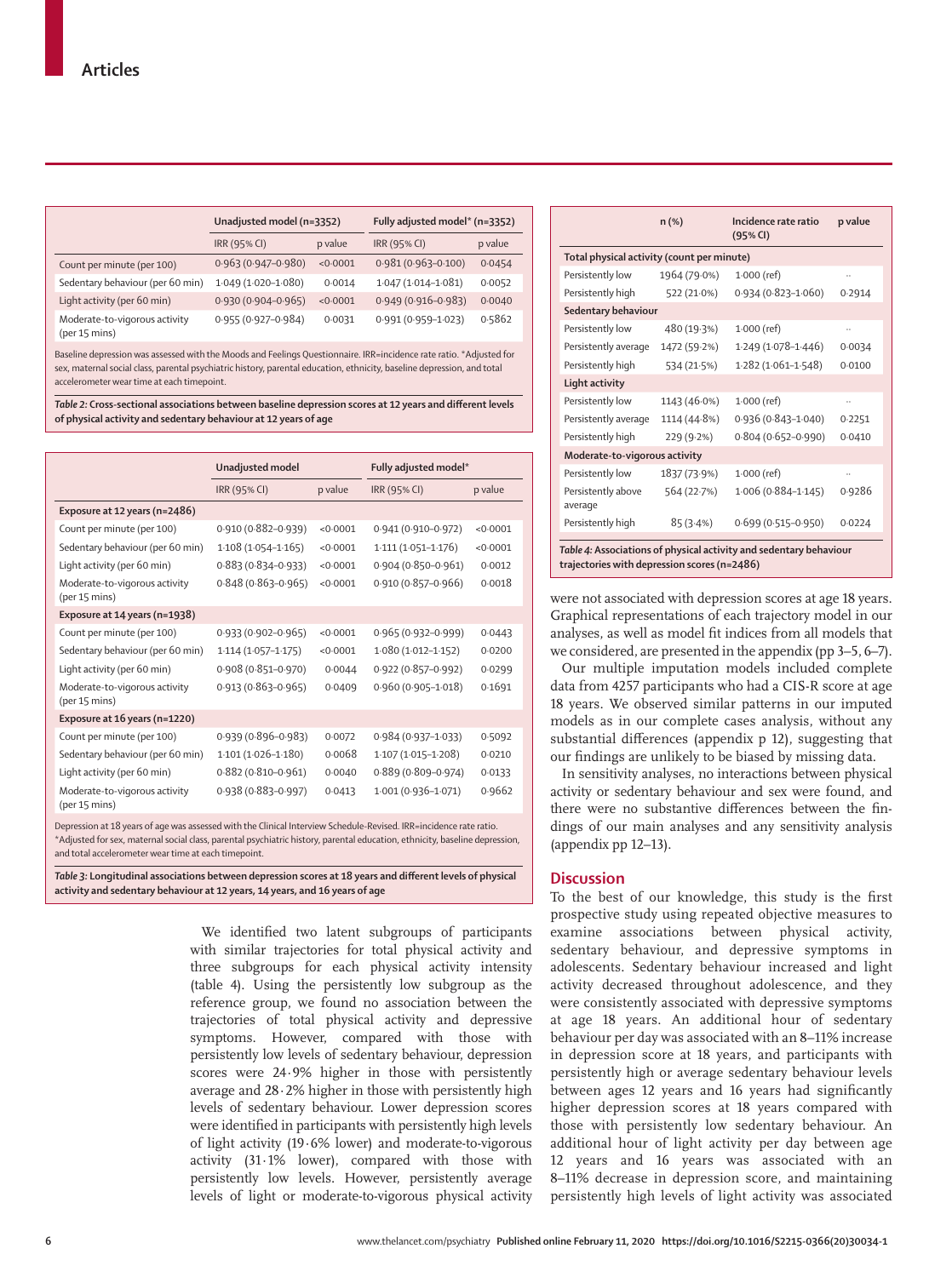|  | Unadjusted model (n=3352) |  | Fully adjusted model* (n=3352) |  |
|---|---|---|---|---|
|  | IRR (95% CI) | p value | IRR (95% CI) | p value |
| Count per minute (per 100) | 0·963 (0·947–0·980) | <0·0001 | 0·981 (0·963–0·100) | 0·0454 |
| Sedentary behaviour (per 60 min) | 1·049 (1·020–1·080) | 0·0014 | 1·047 (1·014–1·081) | 0·0052 |
| Light activity (per 60 min) | 0·930 (0·904–0·965) | <0·0001 | 0·949 (0·916–0·983) | 0·0040 |
| Moderate-to-vigorous activity (per 15 mins) | 0·955 (0·927–0·984) | 0·0031 | 0·991 (0·959–1·023) | 0·5862 |

Baseline depression was assessed with the Moods and Feelings Questionnaire. IRR=incidence rate ratio. *Adjusted for sex, maternal social class, parental psychiatric history, parental education, ethnicity, baseline depression, and total accelerometer wear time at each timepoint.

*Table 2:* **Cross-sectional associations between baseline depression scores at 12 years and different levels of physical activity and sedentary behaviour at 12 years of age**

|  | Unadjusted model |  | Fully adjusted model* |  |
|---|---|---|---|---|
|  | IRR (95% CI) | p value | IRR (95% CI) | p value |
| **Exposure at 12 years (n=2486)** |  |  |  |  |
| Count per minute (per 100) | 0·910 (0·882–0·939) | <0·0001 | 0·941 (0·910–0·972) | <0·0001 |
| Sedentary behaviour (per 60 min) | 1·108 (1·054–1·165) | <0·0001 | 1·111 (1·051–1·176) | <0·0001 |
| Light activity (per 60 min) | 0·883 (0·834–0·933) | <0·0001 | 0·904 (0·850–0·961) | 0·0012 |
| Moderate-to-vigorous activity (per 15 mins) | 0·848 (0·863–0·965) | <0·0001 | 0·910 (0·857–0·966) | 0·0018 |
| **Exposure at 14 years (n=1938)** |  |  |  |  |
| Count per minute (per 100) | 0·933 (0·902–0·965) | <0·0001 | 0·965 (0·932–0·999) | 0·0443 |
| Sedentary behaviour (per 60 min) | 1·114 (1·057–1·175) | <0·0001 | 1·080 (1·012–1·152) | 0·0200 |
| Light activity (per 60 min) | 0·908 (0·851–0·970) | 0·0044 | 0·922 (0·857–0·992) | 0·0299 |
| Moderate-to-vigorous activity (per 15 mins) | 0·913 (0·863–0·965) | 0·0409 | 0·960 (0·905–1·018) | 0·1691 |
| **Exposure at 16 years (n=1220)** |  |  |  |  |
| Count per minute (per 100) | 0·939 (0·896–0·983) | 0·0072 | 0·984 (0·937–1·033) | 0·5092 |
| Sedentary behaviour (per 60 min) | 1·101 (1·026–1·180) | 0·0068 | 1·107 (1·015–1·208) | 0·0210 |
| Light activity (per 60 min) | 0·882 (0·810–0·961) | 0·0040 | 0·889 (0·809–0·974) | 0·0133 |
| Moderate-to-vigorous activity (per 15 mins) | 0·938 (0·883–0·997) | 0·0413 | 1·001 (0·936–1·071) | 0·9662 |

Depression at 18 years of age was assessed with the Clinical Interview Schedule-Revised. IRR=incidence rate ratio. *Adjusted for sex, maternal social class, parental psychiatric history, parental education, ethnicity, baseline depression, and total accelerometer wear time at each timepoint.

*Table 3:* **Longitudinal associations between depression scores at 18 years and different levels of physical activity and sedentary behaviour at 12 years, 14 years, and 16 years of age**

We identified two latent subgroups of participants with similar trajectories for total physical activity and three subgroups for each physical activity intensity (table 4). Using the persistently low subgroup as the reference group, we found no association between the trajectories of total physical activity and depressive symptoms. However, compared with those with persistently low levels of sedentary behaviour, depression scores were 24·9% higher in those with persistently average and 28·2% higher in those with persistently high levels of sedentary behaviour. Lower depression scores were identified in participants with persistently high levels of light activity (19·6% lower) and moderate-to-vigorous activity (31·1% lower), compared with those with persistently low levels. However, persistently average levels of light or moderate-to-vigorous physical activity

|  | n (%) | Incidence rate ratio (95% CI) | p value |
|---|---|---|---|
| **Total physical activity (count per minute)** |  |  |  |
| Persistently low | 1964 (79·0%) | 1·000 (ref) | .. |
| Persistently high | 522 (21·0%) | 0·934 (0·823–1·060) | 0·2914 |
| **Sedentary behaviour** |  |  |  |
| Persistently low | 480 (19·3%) | 1·000 (ref) | .. |
| Persistently average | 1472 (59·2%) | 1·249 (1·078–1·446) | 0·0034 |
| Persistently high | 534 (21·5%) | 1·282 (1·061–1·548) | 0·0100 |
| **Light activity** |  |  |  |
| Persistently low | 1143 (46·0%) | 1·000 (ref) | .. |
| Persistently average | 1114 (44·8%) | 0·936 (0·843–1·040) | 0·2251 |
| Persistently high | 229 (9·2%) | 0·804 (0·652–0·990) | 0·0410 |
| **Moderate-to-vigorous activity** |  |  |  |
| Persistently low | 1837 (73·9%) | 1·000 (ref) | .. |
| Persistently above average | 564 (22·7%) | 1·006 (0·884–1·145) | 0·9286 |
| Persistently high | 85 (3·4%) | 0·699 (0·515–0·950) | 0·0224 |

*Table 4:* **Associations of physical activity and sedentary behaviour trajectories with depression scores (n=2486)**

were not associated with depression scores at age 18 years. Graphical representations of each trajectory model in our analyses, as well as model fit indices from all models that we considered, are presented in the appendix (pp 3–5, 6–7).

Our multiple imputation models included complete data from 4257 participants who had a CIS-R score at age 18 years. We observed similar patterns in our imputed models as in our complete cases analysis, without any substantial differences (appendix p 12), suggesting that our findings are unlikely to be biased by missing data.

In sensitivity analyses, no interactions between physical activity or sedentary behaviour and sex were found, and there were no substantive differences between the findings of our main analyses and any sensitivity analysis (appendix pp 12–13).

## Discussion

To the best of our knowledge, this study is the first prospective study using repeated objective measures to examine associations between physical activity, sedentary behaviour, and depressive symptoms in adolescents. Sedentary behaviour increased and light activity decreased throughout adolescence, and they were consistently associated with depressive symptoms at age 18 years. An additional hour of sedentary behaviour per day was associated with an 8–11% increase in depression score at 18 years, and participants with persistently high or average sedentary behaviour levels between ages 12 years and 16 years had significantly higher depression scores at 18 years compared with those with persistently low sedentary behaviour. An additional hour of light activity per day between age 12 years and 16 years was associated with an 8–11% decrease in depression score, and maintaining persistently high levels of light activity was associated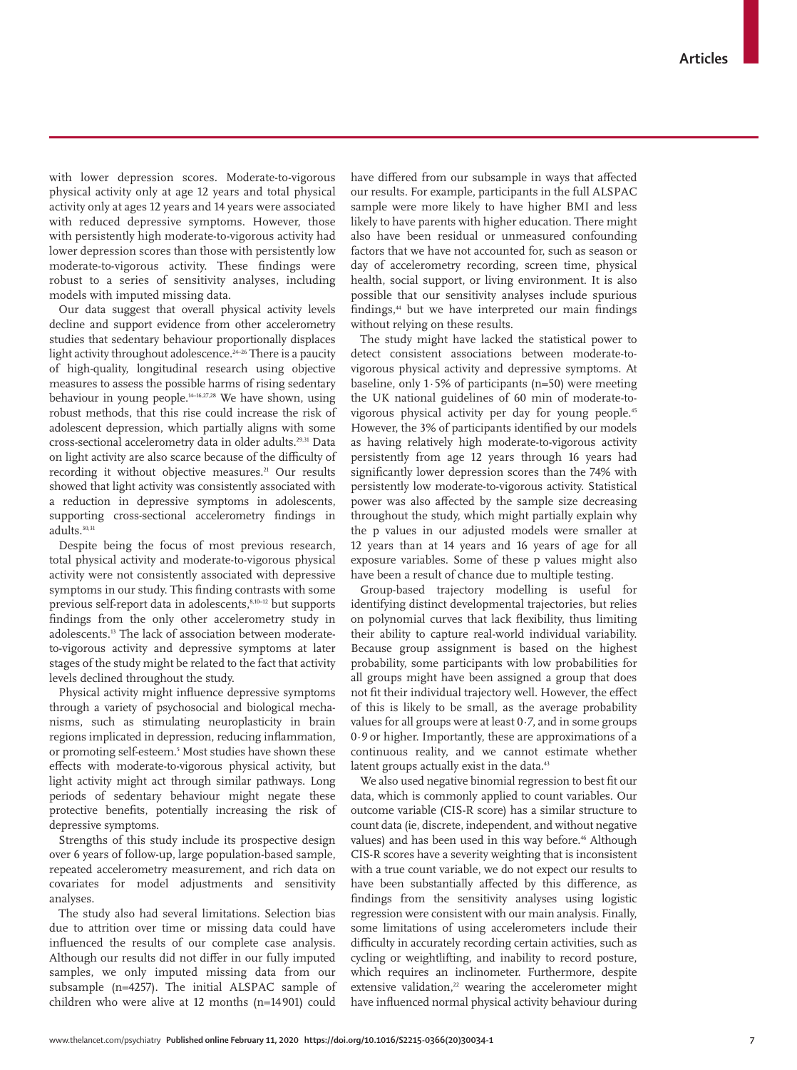with lower depression scores. Moderate-to-vigorous physical activity only at age 12 years and total physical activity only at ages 12 years and 14 years were associated with reduced depressive symptoms. However, those with persistently high moderate-to-vigorous activity had lower depression scores than those with persistently low moderate-to-vigorous activity. These findings were robust to a series of sensitivity analyses, including models with imputed missing data.

Our data suggest that overall physical activity levels decline and support evidence from other accelerometry studies that sedentary behaviour proportionally displaces light activity throughout adolescence.[24–26] There is a paucity of high-quality, longitudinal research using objective measures to assess the possible harms of rising sedentary behaviour in young people.[14–16,27,28] We have shown, using robust methods, that this rise could increase the risk of adolescent depression, which partially aligns with some cross-sectional accelerometry data in older adults.[29,31] Data on light activity are also scarce because of the difficulty of recording it without objective measures.[21] Our results showed that light activity was consistently associated with a reduction in depressive symptoms in adolescents, supporting cross-sectional accelerometry findings in adults.[30,31]

Despite being the focus of most previous research, total physical activity and moderate-to-vigorous physical activity were not consistently associated with depressive symptoms in our study. This finding contrasts with some previous self-report data in adolescents,[8,10–12] but supports findings from the only other accelerometry study in adolescents.[13] The lack of association between moderate-to-vigorous activity and depressive symptoms at later stages of the study might be related to the fact that activity levels declined throughout the study.

Physical activity might influence depressive symptoms through a variety of psychosocial and biological mechanisms, such as stimulating neuroplasticity in brain regions implicated in depression, reducing inflammation, or promoting self-esteem.[5] Most studies have shown these effects with moderate-to-vigorous physical activity, but light activity might act through similar pathways. Long periods of sedentary behaviour might negate these protective benefits, potentially increasing the risk of depressive symptoms.

Strengths of this study include its prospective design over 6 years of follow-up, large population-based sample, repeated accelerometry measurement, and rich data on covariates for model adjustments and sensitivity analyses.

The study also had several limitations. Selection bias due to attrition over time or missing data could have influenced the results of our complete case analysis. Although our results did not differ in our fully imputed samples, we only imputed missing data from our subsample (n=4257). The initial ALSPAC sample of children who were alive at 12 months (n=14 901) could have differed from our subsample in ways that affected our results. For example, participants in the full ALSPAC sample were more likely to have higher BMI and less likely to have parents with higher education. There might also have been residual or unmeasured confounding factors that we have not accounted for, such as season or day of accelerometry recording, screen time, physical health, social support, or living environment. It is also possible that our sensitivity analyses include spurious findings,[44] but we have interpreted our main findings without relying on these results.

The study might have lacked the statistical power to detect consistent associations between moderate-to-vigorous physical activity and depressive symptoms. At baseline, only 1·5% of participants (n=50) were meeting the UK national guidelines of 60 min of moderate-to-vigorous physical activity per day for young people.[45] However, the 3% of participants identified by our models as having relatively high moderate-to-vigorous activity persistently from age 12 years through 16 years had significantly lower depression scores than the 74% with persistently low moderate-to-vigorous activity. Statistical power was also affected by the sample size decreasing throughout the study, which might partially explain why the p values in our adjusted models were smaller at 12 years than at 14 years and 16 years of age for all exposure variables. Some of these p values might also have been a result of chance due to multiple testing.

Group-based trajectory modelling is useful for identifying distinct developmental trajectories, but relies on polynomial curves that lack flexibility, thus limiting their ability to capture real-world individual variability. Because group assignment is based on the highest probability, some participants with low probabilities for all groups might have been assigned a group that does not fit their individual trajectory well. However, the effect of this is likely to be small, as the average probability values for all groups were at least 0·7, and in some groups 0·9 or higher. Importantly, these are approximations of a continuous reality, and we cannot estimate whether latent groups actually exist in the data.[43]

We also used negative binomial regression to best fit our data, which is commonly applied to count variables. Our outcome variable (CIS-R score) has a similar structure to count data (ie, discrete, independent, and without negative values) and has been used in this way before.[46] Although CIS-R scores have a severity weighting that is inconsistent with a true count variable, we do not expect our results to have been substantially affected by this difference, as findings from the sensitivity analyses using logistic regression were consistent with our main analysis. Finally, some limitations of using accelerometers include their difficulty in accurately recording certain activities, such as cycling or weightlifting, and inability to record posture, which requires an inclinometer. Furthermore, despite extensive validation,[22] wearing the accelerometer might have influenced normal physical activity behaviour during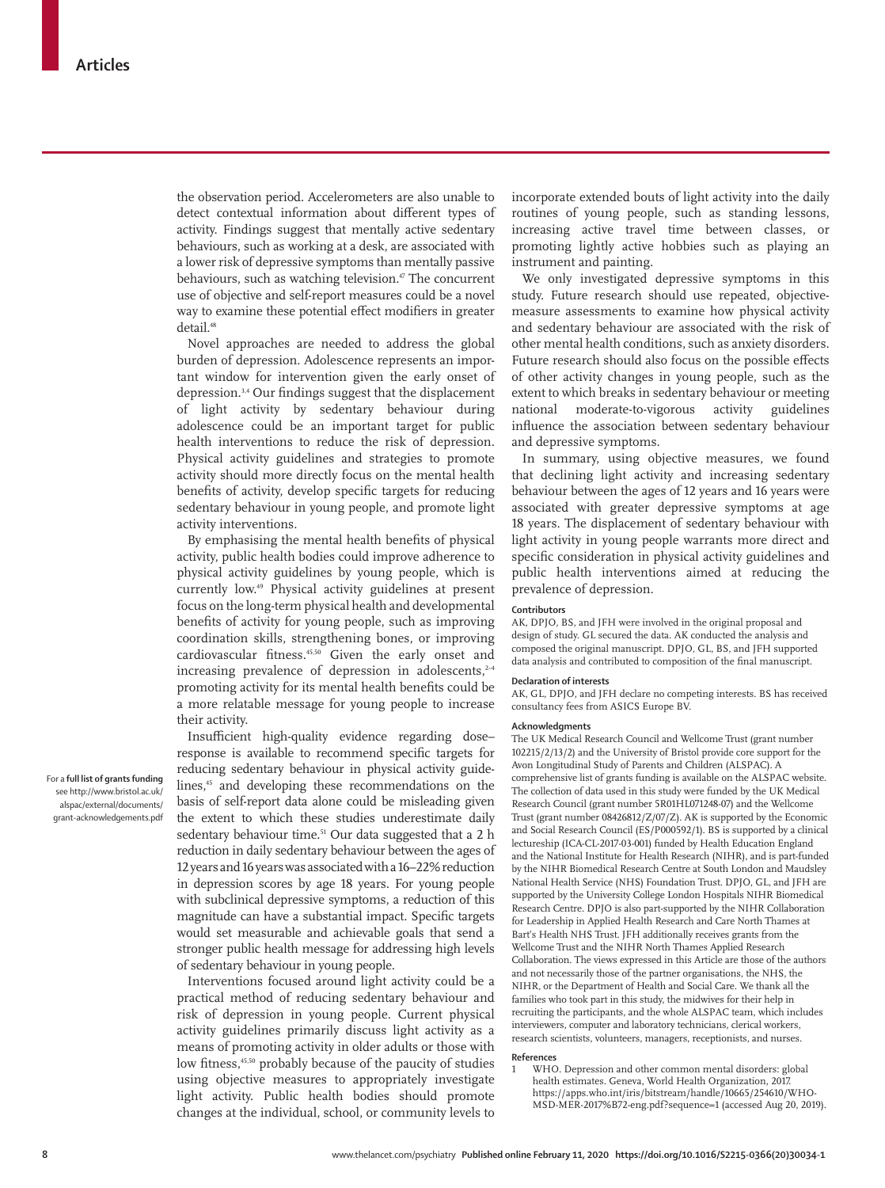the observation period. Accelerometers are also unable to detect contextual information about different types of activity. Findings suggest that mentally active sedentary behaviours, such as working at a desk, are associated with a lower risk of depressive symptoms than mentally passive behaviours, such as watching television.[47] The concurrent use of objective and self-report measures could be a novel way to examine these potential effect modifiers in greater detail.[48]

Novel approaches are needed to address the global burden of depression. Adolescence represents an important window for intervention given the early onset of depression.[3,4] Our findings suggest that the displacement of light activity by sedentary behaviour during adolescence could be an important target for public health interventions to reduce the risk of depression. Physical activity guidelines and strategies to promote activity should more directly focus on the mental health benefits of activity, develop specific targets for reducing sedentary behaviour in young people, and promote light activity interventions.

By emphasising the mental health benefits of physical activity, public health bodies could improve adherence to physical activity guidelines by young people, which is currently low.[49] Physical activity guidelines at present focus on the long-term physical health and developmental benefits of activity for young people, such as improving coordination skills, strengthening bones, or improving cardiovascular fitness.[45,50] Given the early onset and increasing prevalence of depression in adolescents,[2–4] promoting activity for its mental health benefits could be a more relatable message for young people to increase their activity.

Insufficient high-quality evidence regarding dose–response is available to recommend specific targets for reducing sedentary behaviour in physical activity guidelines,[45] and developing these recommendations on the basis of self-report data alone could be misleading given the extent to which these studies underestimate daily sedentary behaviour time.[51] Our data suggested that a 2 h reduction in daily sedentary behaviour between the ages of 12 years and 16 years was associated with a 16–22% reduction in depression scores by age 18 years. For young people with subclinical depressive symptoms, a reduction of this magnitude can have a substantial impact. Specific targets would set measurable and achievable goals that send a stronger public health message for addressing high levels of sedentary behaviour in young people.

For a **full list of grants funding** see http://www.bristol.ac.uk/alspac/external/documents/grant-acknowledgements.pdf

Interventions focused around light activity could be a practical method of reducing sedentary behaviour and risk of depression in young people. Current physical activity guidelines primarily discuss light activity as a means of promoting activity in older adults or those with low fitness,[45,50] probably because of the paucity of studies using objective measures to appropriately investigate light activity. Public health bodies should promote changes at the individual, school, or community levels to incorporate extended bouts of light activity into the daily routines of young people, such as standing lessons, increasing active travel time between classes, or promoting lightly active hobbies such as playing an instrument and painting.

We only investigated depressive symptoms in this study. Future research should use repeated, objective-measure assessments to examine how physical activity and sedentary behaviour are associated with the risk of other mental health conditions, such as anxiety disorders. Future research should also focus on the possible effects of other activity changes in young people, such as the extent to which breaks in sedentary behaviour or meeting national moderate-to-vigorous activity guidelines influence the association between sedentary behaviour and depressive symptoms.

In summary, using objective measures, we found that declining light activity and increasing sedentary behaviour between the ages of 12 years and 16 years were associated with greater depressive symptoms at age 18 years. The displacement of sedentary behaviour with light activity in young people warrants more direct and specific consideration in physical activity guidelines and public health interventions aimed at reducing the prevalence of depression.

#### Contributors

AK, DPJO, BS, and JFH were involved in the original proposal and design of study. GL secured the data. AK conducted the analysis and composed the original manuscript. DPJO, GL, BS, and JFH supported data analysis and contributed to composition of the final manuscript.

#### Declaration of interests

AK, GL, DPJO, and JFH declare no competing interests. BS has received consultancy fees from ASICS Europe BV.

#### Acknowledgments

The UK Medical Research Council and Wellcome Trust (grant number 102215/2/13/2) and the University of Bristol provide core support for the Avon Longitudinal Study of Parents and Children (ALSPAC). A comprehensive list of grants funding is available on the ALSPAC website. The collection of data used in this study were funded by the UK Medical Research Council (grant number 5R01HL071248-07) and the Wellcome Trust (grant number 08426812/Z/07/Z). AK is supported by the Economic and Social Research Council (ES/P000592/1). BS is supported by a clinical lectureship (ICA-CL-2017-03-001) funded by Health Education England and the National Institute for Health Research (NIHR), and is part-funded by the NIHR Biomedical Research Centre at South London and Maudsley National Health Service (NHS) Foundation Trust. DPJO, GL, and JFH are supported by the University College London Hospitals NIHR Biomedical Research Centre. DPJO is also part-supported by the NIHR Collaboration for Leadership in Applied Health Research and Care North Thames at Bart's Health NHS Trust. JFH additionally receives grants from the Wellcome Trust and the NIHR North Thames Applied Research Collaboration. The views expressed in this Article are those of the authors and not necessarily those of the partner organisations, the NHS, the NIHR, or the Department of Health and Social Care. We thank all the families who took part in this study, the midwives for their help in recruiting the participants, and the whole ALSPAC team, which includes interviewers, computer and laboratory technicians, clerical workers, research scientists, volunteers, managers, receptionists, and nurses.

#### References

1. WHO. Depression and other common mental disorders: global health estimates. Geneva, World Health Organization, 2017. https://apps.who.int/iris/bitstream/handle/10665/254610/WHO-MSD-MER-2017%B72-eng.pdf?sequence=1 (accessed Aug 20, 2019).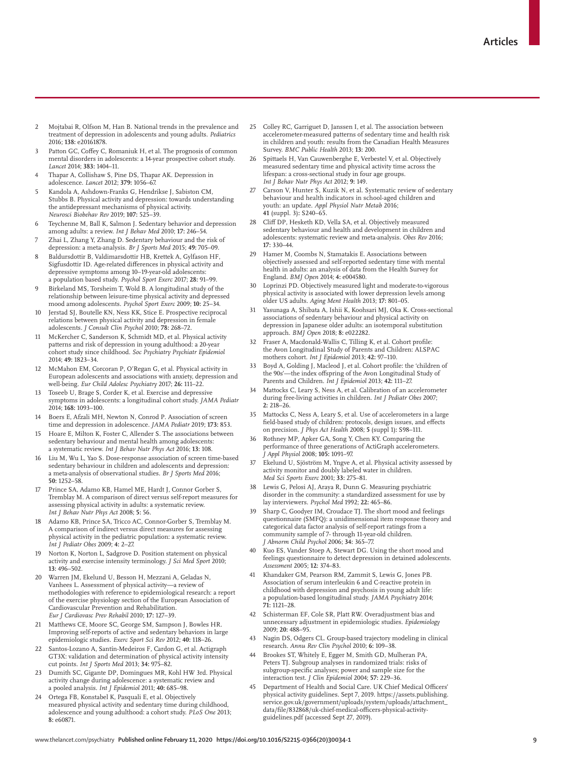2 Mojtabai R, Olfson M, Han B. National trends in the prevalence and treatment of depression in adolescents and young adults. *Pediatrics* 2016; **138:** e20161878.

3 Patton GC, Coffey C, Romaniuk H, et al. The prognosis of common mental disorders in adolescents: a 14-year prospective cohort study. *Lancet* 2014; **383:** 1404–11.

4 Thapar A, Collishaw S, Pine DS, Thapar AK. Depression in adolescence. *Lancet* 2012; **379:** 1056–67.

5 Kandola A, Ashdown-Franks G, Hendrikse J, Sabiston CM, Stubbs B. Physical activity and depression: towards understanding the antidepressant mechanisms of physical activity. *Neurosci Biobehav Rev* 2019; **107:** 525–39.

6 Teychenne M, Ball K, Salmon J. Sedentary behavior and depression among adults: a review. *Int J Behav Med* 2010; **17:** 246–54.

7 Zhai L, Zhang Y, Zhang D. Sedentary behaviour and the risk of depression: a meta-analysis. *Br J Sports Med* 2015; **49:** 705–09.

8 Baldursdottir B, Valdimarsdottir HB, Krettek A, Gylfason HF, Sigfusdottir ID. Age-related differences in physical activity and depressive symptoms among 10–19-year-old adolescents: a population based study. *Psychol Sport Exerc* 2017; **28:** 91–99.

9 Birkeland MS, Torsheim T, Wold B. A longitudinal study of the relationship between leisure-time physical activity and depressed mood among adolescents. *Psychol Sport Exerc* 2009; **10:** 25–34.

10 Jerstad SJ, Boutelle KN, Ness KK, Stice E. Prospective reciprocal relations between physical activity and depression in female adolescents. *J Consult Clin Psychol* 2010; **78:** 268–72.

11 McKercher C, Sanderson K, Schmidt MD, et al. Physical activity patterns and risk of depression in young adulthood: a 20-year cohort study since childhood. *Soc Psychiatry Psychiatr Epidemiol* 2014; **49:** 1823–34.

12 McMahon EM, Corcoran P, O'Regan G, et al. Physical activity in European adolescents and associations with anxiety, depression and well-being. *Eur Child Adolesc Psychiatry* 2017; **26:** 111–22.

13 Toseeb U, Brage S, Corder K, et al. Exercise and depressive symptoms in adolescents: a longitudinal cohort study. *JAMA Pediatr* 2014; **168:** 1093–100.

14 Boers E, Afzali MH, Newton N, Conrod P. Association of screen time and depression in adolescence. *JAMA Pediatr* 2019; **173:** 853.

15 Hoare E, Milton K, Foster C, Allender S. The associations between sedentary behaviour and mental health among adolescents: a systematic review. *Int J Behav Nutr Phys Act* 2016; **13:** 108.

16 Liu M, Wu L, Yao S. Dose-response association of screen time-based sedentary behaviour in children and adolescents and depression: a meta-analysis of observational studies. *Br J Sports Med* 2016; **50:** 1252–58.

17 Prince SA, Adamo KB, Hamel ME, Hardt J, Connor Gorber S, Tremblay M. A comparison of direct versus self-report measures for assessing physical activity in adults: a systematic review. *Int J Behav Nutr Phys Act* 2008; **5:** 56.

18 Adamo KB, Prince SA, Tricco AC, Connor-Gorber S, Tremblay M. A comparison of indirect versus direct measures for assessing physical activity in the pediatric population: a systematic review. *Int J Pediatr Obes* 2009; **4:** 2–27.

19 Norton K, Norton L, Sadgrove D. Position statement on physical activity and exercise intensity terminology. *J Sci Med Sport* 2010; **13:** 496–502.

20 Warren JM, Ekelund U, Besson H, Mezzani A, Geladas N, Vanhees L. Assessment of physical activity—a review of methodologies with reference to epidemiological research: a report of the exercise physiology section of the European Association of Cardiovascular Prevention and Rehabilitation. *Eur J Cardiovasc Prev Rehabil* 2010; **17:** 127–39.

21 Matthews CE, Moore SC, George SM, Sampson J, Bowles HR. Improving self-reports of active and sedentary behaviors in large epidemiologic studies. *Exerc Sport Sci Rev* 2012; **40:** 118–26.

22 Santos-Lozano A, Santín-Medeiros F, Cardon G, et al. Actigraph GT3X: validation and determination of physical activity intensity cut points. *Int J Sports Med* 2013; **34:** 975–82.

23 Dumith SC, Gigante DP, Domingues MR, Kohl HW 3rd. Physical activity change during adolescence: a systematic review and a pooled analysis. *Int J Epidemiol* 2011; **40:** 685–98.

24 Ortega FB, Konstabel K, Pasquali E, et al. Objectively measured physical activity and sedentary time during childhood, adolescence and young adulthood: a cohort study. *PLoS One* 2013; **8:** e60871.

25 Colley RC, Garriguet D, Janssen I, et al. The association between accelerometer-measured patterns of sedentary time and health risk in children and youth: results from the Canadian Health Measures Survey. *BMC Public Health* 2013; **13:** 200.

26 Spittaels H, Van Cauwenberghe E, Verbestel V, et al. Objectively measured sedentary time and physical activity time across the lifespan: a cross-sectional study in four age groups. *Int J Behav Nutr Phys Act* 2012; **9:** 149.

27 Carson V, Hunter S, Kuzik N, et al. Systematic review of sedentary behaviour and health indicators in school-aged children and youth: an update. *Appl Physiol Nutr Metab* 2016; **41** (suppl. 3): S240–65.

28 Cliff DP, Hesketh KD, Vella SA, et al. Objectively measured sedentary behaviour and health and development in children and adolescents: systematic review and meta-analysis. *Obes Rev* 2016; **17:** 330–44.

29 Hamer M, Coombs N, Stamatakis E. Associations between objectively assessed and self-reported sedentary time with mental health in adults: an analysis of data from the Health Survey for England. *BMJ Open* 2014; **4:** e004580.

30 Loprinzi PD. Objectively measured light and moderate-to-vigorous physical activity is associated with lower depression levels among older US adults. *Aging Ment Health* 2013; **17:** 801–05.

31 Yasunaga A, Shibata A, Ishii K, Koohsari MJ, Oka K. Cross-sectional associations of sedentary behaviour and physical activity on depression in Japanese older adults: an isotemporal substitution approach. *BMJ Open* 2018; **8:** e022282.

32 Fraser A, Macdonald-Wallis C, Tilling K, et al. Cohort profile: the Avon Longitudinal Study of Parents and Children: ALSPAC mothers cohort. *Int J Epidemiol* 2013; **42:** 97–110.

33 Boyd A, Golding J, Macleod J, et al. Cohort profile: the 'children of the 90s'—the index offspring of the Avon Longitudinal Study of Parents and Children. *Int J Epidemiol* 2013; **42:** 111–27.

34 Mattocks C, Leary S, Ness A, et al. Calibration of an accelerometer during free-living activities in children. *Int J Pediatr Obes* 2007; **2:** 218–26.

35 Mattocks C, Ness A, Leary S, et al. Use of accelerometers in a large field-based study of children: protocols, design issues, and effects on precision. *J Phys Act Health* 2008; **5** (suppl 1): S98–111.

36 Rothney MP, Apker GA, Song Y, Chen KY. Comparing the performance of three generations of ActiGraph accelerometers. *J Appl Physiol* 2008; **105:** 1091–97.

37 Ekelund U, Sjöström M, Yngve A, et al. Physical activity assessed by activity monitor and doubly labeled water in children. *Med Sci Sports Exerc* 2001; **33:** 275–81.

38 Lewis G, Pelosi AJ, Araya R, Dunn G. Measuring psychiatric disorder in the community: a standardized assessment for use by lay interviewers. *Psychol Med* 1992; **22:** 465–86.

39 Sharp C, Goodyer IM, Croudace TJ. The short mood and feelings questionnaire (SMFQ): a unidimensional item response theory and categorical data factor analysis of self-report ratings from a community sample of 7- through 11-year-old children. *J Abnorm Child Psychol* 2006; **34:** 365–77.

40 Kuo ES, Vander Stoep A, Stewart DG. Using the short mood and feelings questionnaire to detect depression in detained adolescents. *Assessment* 2005; **12:** 374–83.

41 Khandaker GM, Pearson RM, Zammit S, Lewis G, Jones PB. Association of serum interleukin 6 and C-reactive protein in childhood with depression and psychosis in young adult life: a population-based longitudinal study. *JAMA Psychiatry* 2014; **71:** 1121–28.

42 Schisterman EF, Cole SR, Platt RW. Overadjustment bias and unnecessary adjustment in epidemiologic studies. *Epidemiology* 2009; **20:** 488–95.

43 Nagin DS, Odgers CL. Group-based trajectory modeling in clinical research. *Annu Rev Clin Psychol* 2010; **6:** 109–38.

44 Brookes ST, Whitely E, Egger M, Smith GD, Mulheran PA, Peters TJ. Subgroup analyses in randomized trials: risks of subgroup-specific analyses; power and sample size for the interaction test. *J Clin Epidemiol* 2004; **57:** 229–36.

45 Department of Health and Social Care. UK Chief Medical Officers' physical activity guidelines. Sept 7, 2019. https://assets.publishing.service.gov.uk/government/uploads/system/uploads/attachment_data/file/832868/uk-chief-medical-officers-physical-activity-guidelines.pdf (accessed Sept 27, 2019).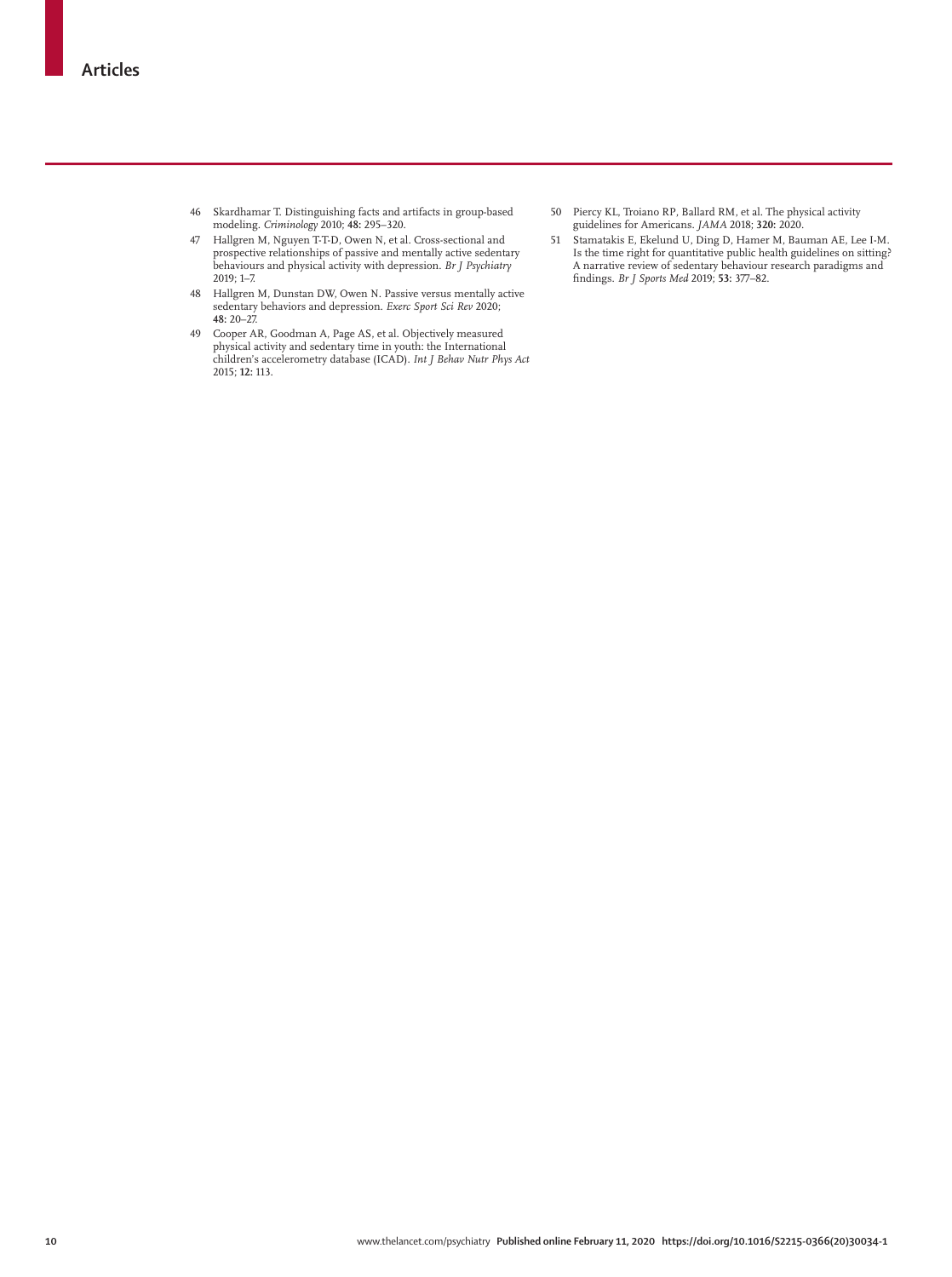46 Skardhamar T. Distinguishing facts and artifacts in group-based modeling. *Criminology* 2010; **48:** 295–320.

47 Hallgren M, Nguyen T-T-D, Owen N, et al. Cross-sectional and prospective relationships of passive and mentally active sedentary behaviours and physical activity with depression. *Br J Psychiatry* 2019; 1–7.

48 Hallgren M, Dunstan DW, Owen N. Passive versus mentally active sedentary behaviors and depression. *Exerc Sport Sci Rev* 2020; **48:** 20–27.

49 Cooper AR, Goodman A, Page AS, et al. Objectively measured physical activity and sedentary time in youth: the International children's accelerometry database (ICAD). *Int J Behav Nutr Phys Act* 2015; **12:** 113.

50 Piercy KL, Troiano RP, Ballard RM, et al. The physical activity guidelines for Americans. *JAMA* 2018; **320:** 2020.

51 Stamatakis E, Ekelund U, Ding D, Hamer M, Bauman AE, Lee I-M. Is the time right for quantitative public health guidelines on sitting? A narrative review of sedentary behaviour research paradigms and findings. *Br J Sports Med* 2019; **53:** 377–82.